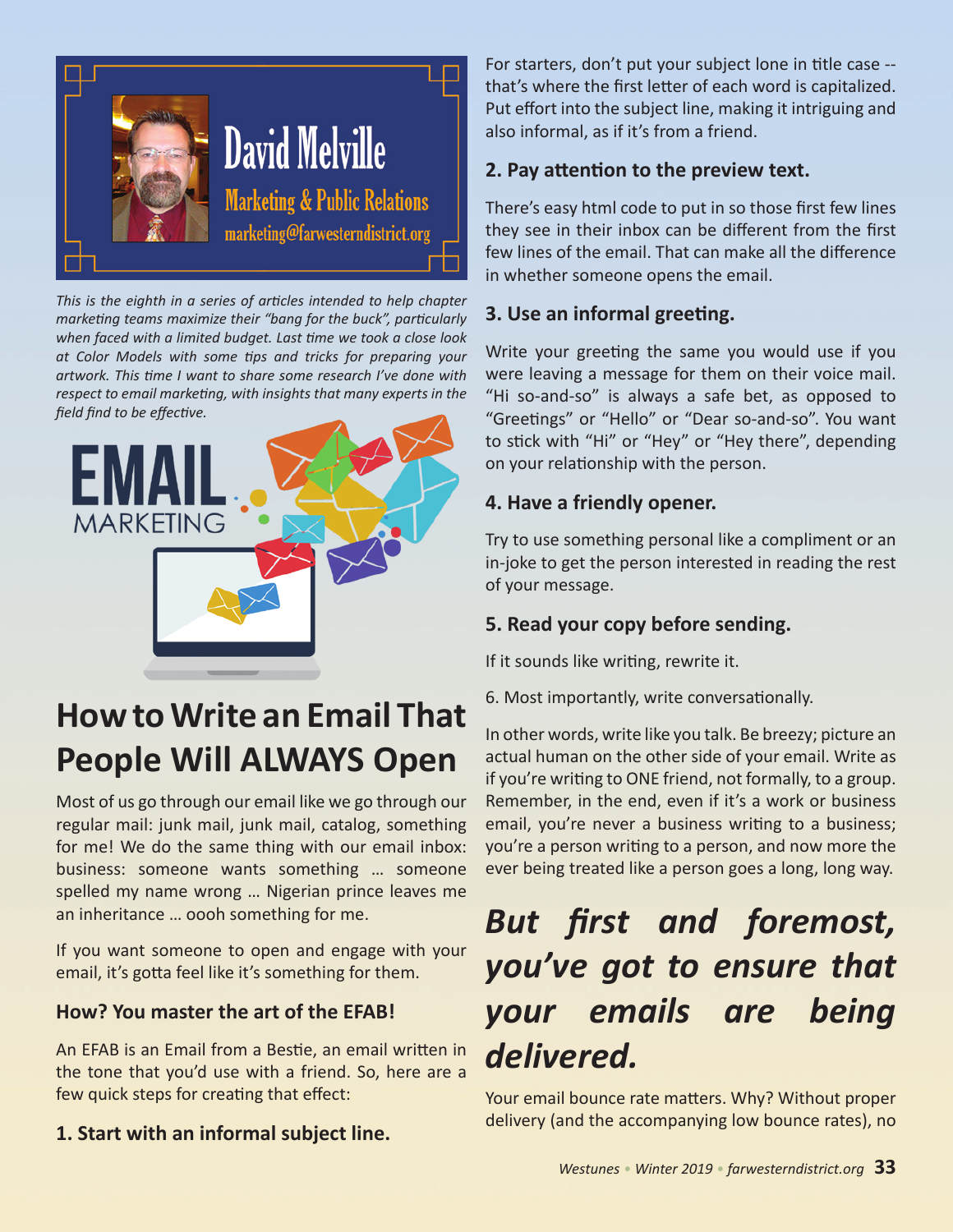David Melville

Marketing & Public Relations

marketing@farwesterndistrict.org

*This is the eighth in a series of articles intended to help chapter marketing teams maximize their "bang for the buck", particularly when faced with a limited budget. Last time we took a close look at Color Models with some tips and tricks for preparing your artwork. This time I want to share some research I've done with respect to email marketing, with insights that many experts in the field find to be effective.*

# How to Write an Email That People Will ALWAYS Open

Most of us go through our email like we go through our regular mail: junk mail, junk mail, catalog, something for me! We do the same thing with our email inbox: business: someone wants something … someone spelled my name wrong … Nigerian prince leaves me an inheritance … oooh something for me.

If you want someone to open and engage with your email, it's gotta feel like it's something for them.

### How? You master the art of the EFAB!

An EFAB is an Email from a Bestie, an email written in the tone that you'd use with a friend. So, here are a few quick steps for creating that effect:

### 1. Start with an informal subject line.

For starters, don't put your subject lone in title case -- that's where the first letter of each word is capitalized. Put effort into the subject line, making it intriguing and also informal, as if it's from a friend.

### 2. Pay attention to the preview text.

There's easy html code to put in so those first few lines they see in their inbox can be different from the first few lines of the email. That can make all the difference in whether someone opens the email.

### 3. Use an informal greeting.

Write your greeting the same you would use if you were leaving a message for them on their voice mail. "Hi so-and-so" is always a safe bet, as opposed to "Greetings" or "Hello" or "Dear so-and-so". You want to stick with "Hi" or "Hey" or "Hey there", depending on your relationship with the person.

### 4. Have a friendly opener.

Try to use something personal like a compliment or an in-joke to get the person interested in reading the rest of your message.

### 5. Read your copy before sending.

If it sounds like writing, rewrite it.

6. Most importantly, write conversationally.

In other words, write like you talk. Be breezy; picture an actual human on the other side of your email. Write as if you're writing to ONE friend, not formally, to a group. Remember, in the end, even if it's a work or business email, you're never a business writing to a business; you're a person writing to a person, and now more the ever being treated like a person goes a long, long way.

***But first and foremost, you've got to ensure that your emails are being delivered.***

Your email bounce rate matters. Why? Without proper delivery (and the accompanying low bounce rates), no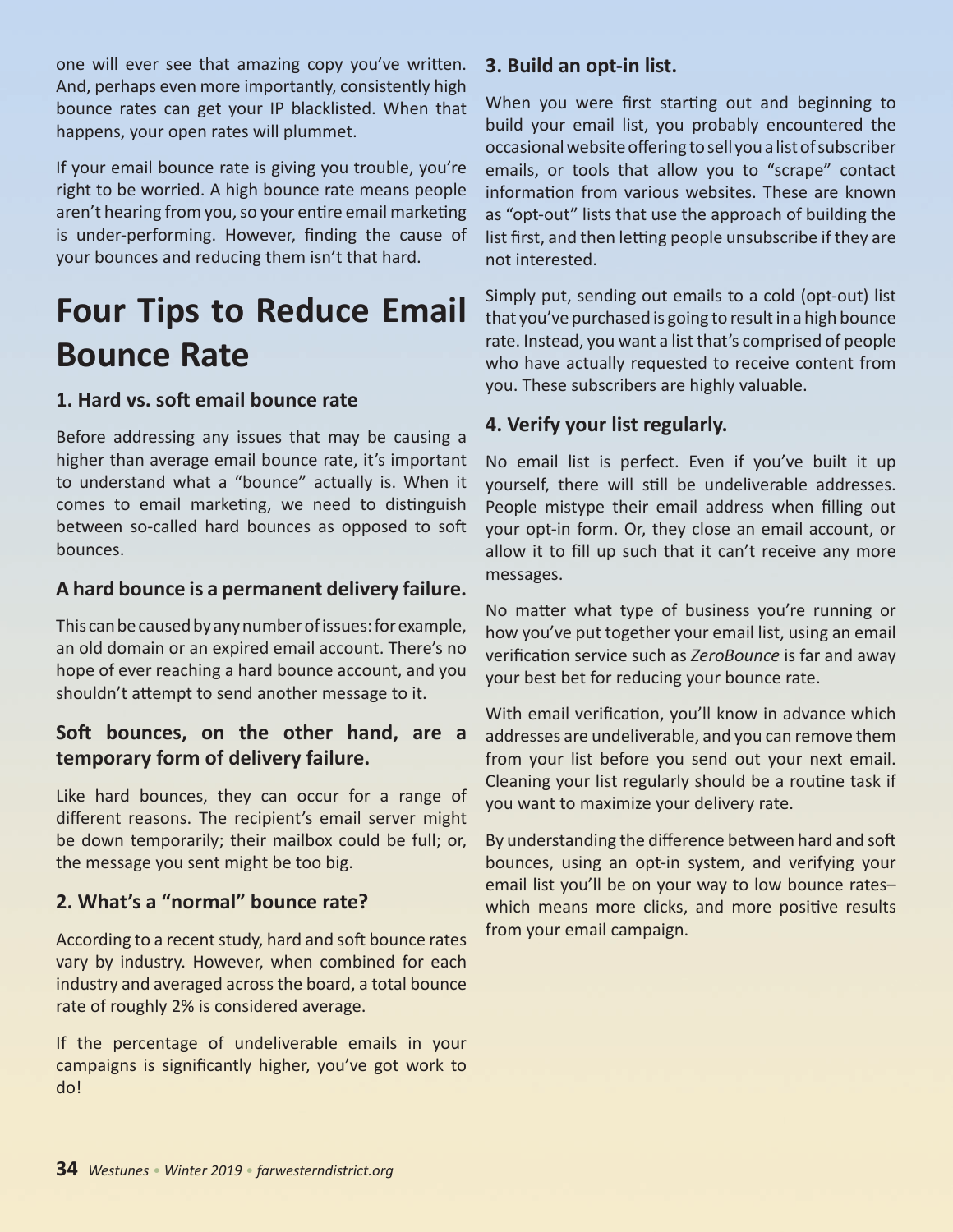one will ever see that amazing copy you've written. And, perhaps even more importantly, consistently high bounce rates can get your IP blacklisted. When that happens, your open rates will plummet.

If your email bounce rate is giving you trouble, you're right to be worried. A high bounce rate means people aren't hearing from you, so your entire email marketing is under-performing. However, finding the cause of your bounces and reducing them isn't that hard.

# Four Tips to Reduce Email Bounce Rate

### 1. Hard vs. soft email bounce rate

Before addressing any issues that may be causing a higher than average email bounce rate, it's important to understand what a "bounce" actually is. When it comes to email marketing, we need to distinguish between so-called hard bounces as opposed to soft bounces.

### A hard bounce is a permanent delivery failure.

This can be caused by any number of issues: for example, an old domain or an expired email account. There's no hope of ever reaching a hard bounce account, and you shouldn't attempt to send another message to it.

### Soft bounces, on the other hand, are a temporary form of delivery failure.

Like hard bounces, they can occur for a range of different reasons. The recipient's email server might be down temporarily; their mailbox could be full; or, the message you sent might be too big.

### 2. What's a "normal" bounce rate?

According to a recent study, hard and soft bounce rates vary by industry. However, when combined for each industry and averaged across the board, a total bounce rate of roughly 2% is considered average.

If the percentage of undeliverable emails in your campaigns is significantly higher, you've got work to do!

### 3. Build an opt-in list.

When you were first starting out and beginning to build your email list, you probably encountered the occasional website offering to sell you a list of subscriber emails, or tools that allow you to "scrape" contact information from various websites. These are known as "opt-out" lists that use the approach of building the list first, and then letting people unsubscribe if they are not interested.

Simply put, sending out emails to a cold (opt-out) list that you've purchased is going to result in a high bounce rate. Instead, you want a list that's comprised of people who have actually requested to receive content from you. These subscribers are highly valuable.

### 4. Verify your list regularly.

No email list is perfect. Even if you've built it up yourself, there will still be undeliverable addresses. People mistype their email address when filling out your opt-in form. Or, they close an email account, or allow it to fill up such that it can't receive any more messages.

No matter what type of business you're running or how you've put together your email list, using an email verification service such as *ZeroBounce* is far and away your best bet for reducing your bounce rate.

With email verification, you'll know in advance which addresses are undeliverable, and you can remove them from your list before you send out your next email. Cleaning your list regularly should be a routine task if you want to maximize your delivery rate.

By understanding the difference between hard and soft bounces, using an opt-in system, and verifying your email list you'll be on your way to low bounce rates– which means more clicks, and more positive results from your email campaign.